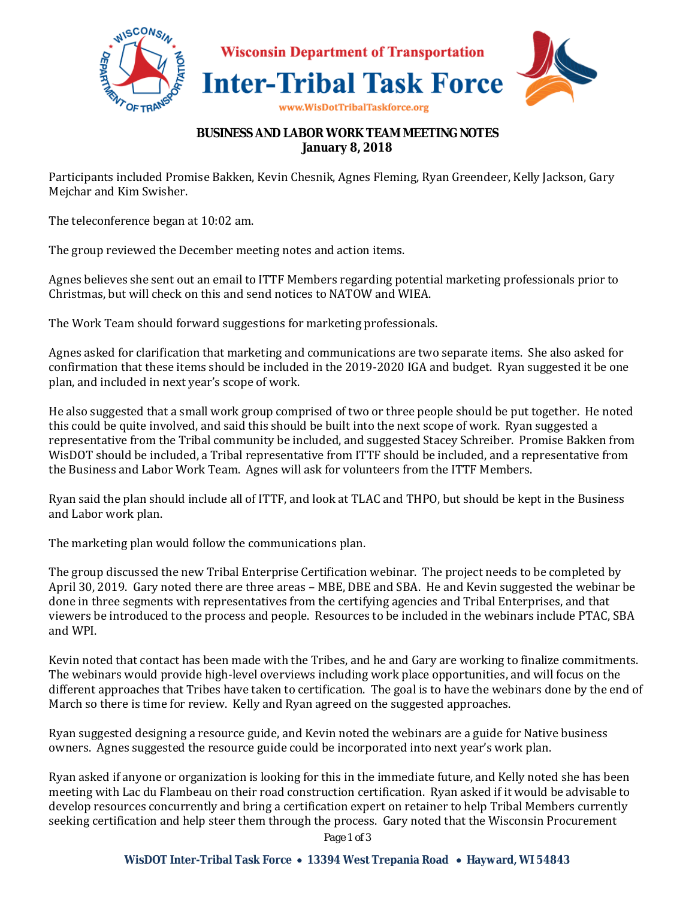Wisconsin Department of Transportation

# Inter-Tribal Task Force

www.WisDotTribalTaskforce.org

## BUSINESS AND LABOR WORK TEAM MEETING NOTES
**January 8, 2018**

Participants included Promise Bakken, Kevin Chesnik, Agnes Fleming, Ryan Greendeer, Kelly Jackson, Gary Mejchar and Kim Swisher.

The teleconference began at 10:02 am.

The group reviewed the December meeting notes and action items.

Agnes believes she sent out an email to ITTF Members regarding potential marketing professionals prior to Christmas, but will check on this and send notices to NATOW and WIEA.

The Work Team should forward suggestions for marketing professionals.

Agnes asked for clarification that marketing and communications are two separate items. She also asked for confirmation that these items should be included in the 2019-2020 IGA and budget. Ryan suggested it be one plan, and included in next year's scope of work.

He also suggested that a small work group comprised of two or three people should be put together. He noted this could be quite involved, and said this should be built into the next scope of work. Ryan suggested a representative from the Tribal community be included, and suggested Stacey Schreiber. Promise Bakken from WisDOT should be included, a Tribal representative from ITTF should be included, and a representative from the Business and Labor Work Team. Agnes will ask for volunteers from the ITTF Members.

Ryan said the plan should include all of ITTF, and look at TLAC and THPO, but should be kept in the Business and Labor work plan.

The marketing plan would follow the communications plan.

The group discussed the new Tribal Enterprise Certification webinar. The project needs to be completed by April 30, 2019. Gary noted there are three areas – MBE, DBE and SBA. He and Kevin suggested the webinar be done in three segments with representatives from the certifying agencies and Tribal Enterprises, and that viewers be introduced to the process and people. Resources to be included in the webinars include PTAC, SBA and WPI.

Kevin noted that contact has been made with the Tribes, and he and Gary are working to finalize commitments. The webinars would provide high-level overviews including work place opportunities, and will focus on the different approaches that Tribes have taken to certification. The goal is to have the webinars done by the end of March so there is time for review. Kelly and Ryan agreed on the suggested approaches.

Ryan suggested designing a resource guide, and Kevin noted the webinars are a guide for Native business owners. Agnes suggested the resource guide could be incorporated into next year's work plan.

Ryan asked if anyone or organization is looking for this in the immediate future, and Kelly noted she has been meeting with Lac du Flambeau on their road construction certification. Ryan asked if it would be advisable to develop resources concurrently and bring a certification expert on retainer to help Tribal Members currently seeking certification and help steer them through the process. Gary noted that the Wisconsin Procurement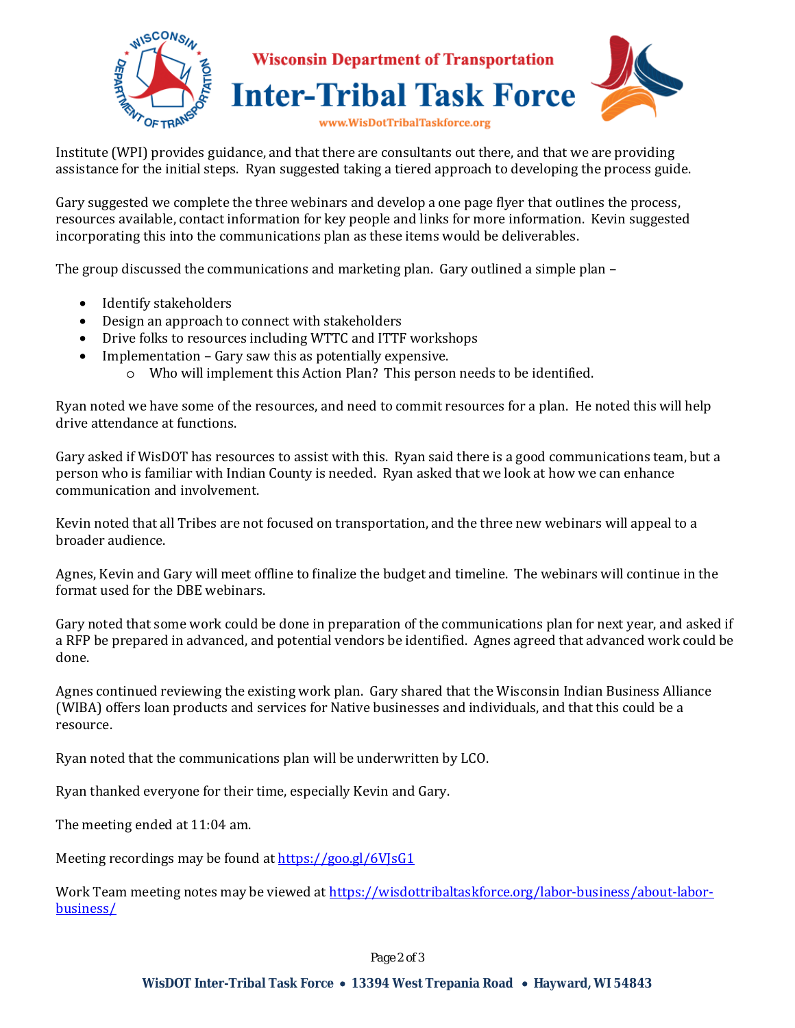Institute (WPI) provides guidance, and that there are consultants out there, and that we are providing assistance for the initial steps. Ryan suggested taking a tiered approach to developing the process guide.

Gary suggested we complete the three webinars and develop a one page flyer that outlines the process, resources available, contact information for key people and links for more information. Kevin suggested incorporating this into the communications plan as these items would be deliverables.

The group discussed the communications and marketing plan. Gary outlined a simple plan –

- Identify stakeholders
- Design an approach to connect with stakeholders
- Drive folks to resources including WTTC and ITTF workshops
- Implementation – Gary saw this as potentially expensive.
    - Who will implement this Action Plan? This person needs to be identified.

Ryan noted we have some of the resources, and need to commit resources for a plan. He noted this will help drive attendance at functions.

Gary asked if WisDOT has resources to assist with this. Ryan said there is a good communications team, but a person who is familiar with Indian County is needed. Ryan asked that we look at how we can enhance communication and involvement.

Kevin noted that all Tribes are not focused on transportation, and the three new webinars will appeal to a broader audience.

Agnes, Kevin and Gary will meet offline to finalize the budget and timeline. The webinars will continue in the format used for the DBE webinars.

Gary noted that some work could be done in preparation of the communications plan for next year, and asked if a RFP be prepared in advanced, and potential vendors be identified. Agnes agreed that advanced work could be done.

Agnes continued reviewing the existing work plan. Gary shared that the Wisconsin Indian Business Alliance (WIBA) offers loan products and services for Native businesses and individuals, and that this could be a resource.

Ryan noted that the communications plan will be underwritten by LCO.

Ryan thanked everyone for their time, especially Kevin and Gary.

The meeting ended at 11:04 am.

Meeting recordings may be found at https://goo.gl/6VJsG1

Work Team meeting notes may be viewed at https://wisdottribaltaskforce.org/labor-business/about-labor-business/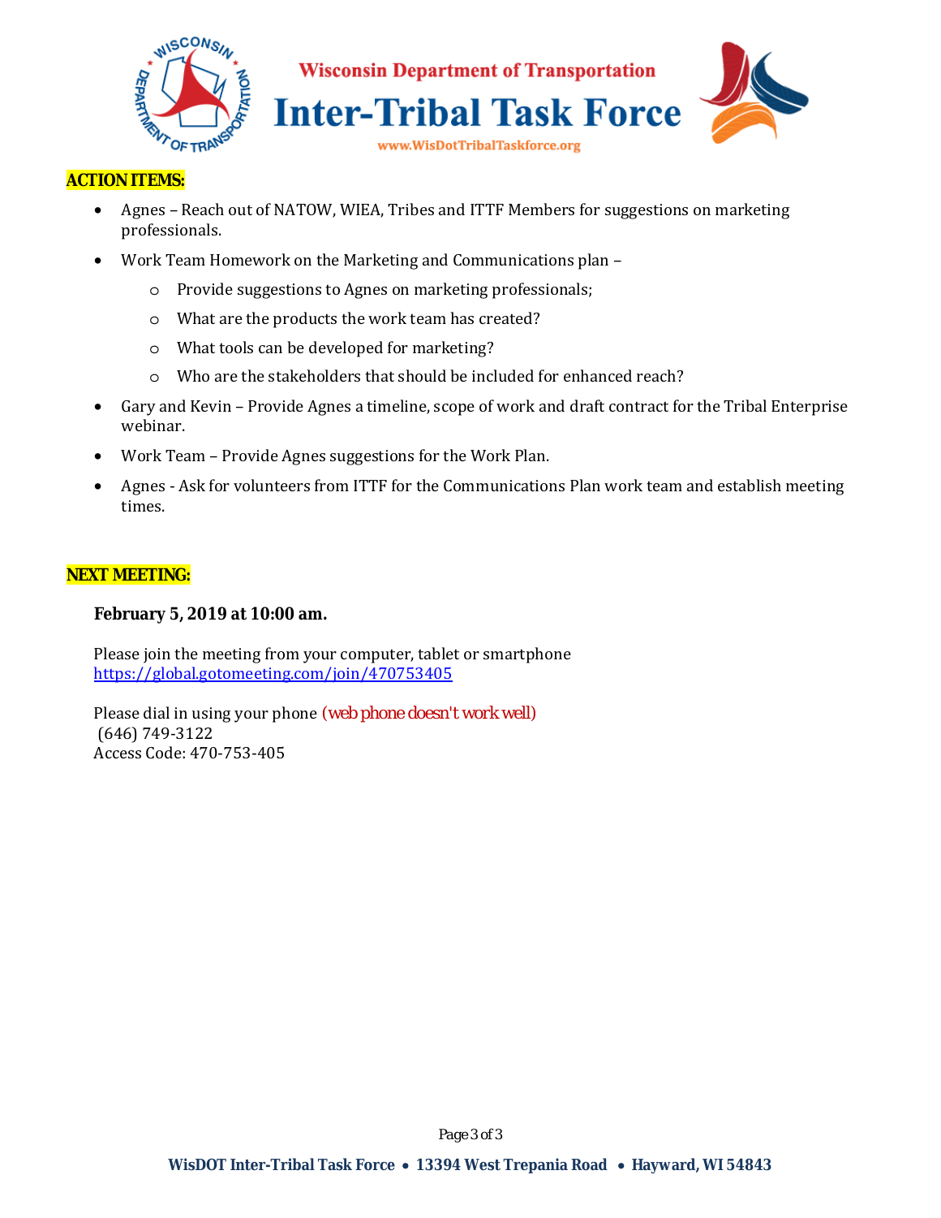**ACTION ITEMS:**

- Agnes – Reach out of NATOW, WIEA, Tribes and ITTF Members for suggestions on marketing professionals.
- Work Team Homework on the Marketing and Communications plan –
  - Provide suggestions to Agnes on marketing professionals;
  - What are the products the work team has created?
  - What tools can be developed for marketing?
  - Who are the stakeholders that should be included for enhanced reach?
- Gary and Kevin – Provide Agnes a timeline, scope of work and draft contract for the Tribal Enterprise webinar.
- Work Team – Provide Agnes suggestions for the Work Plan.
- Agnes - Ask for volunteers from ITTF for the Communications Plan work team and establish meeting times.

**NEXT MEETING:**

**February 5, 2019 at 10:00 am.**

Please join the meeting from your computer, tablet or smartphone
https://global.gotomeeting.com/join/470753405

Please dial in using your phone (web phone doesn't work well)
(646) 749-3122
Access Code: 470-753-405